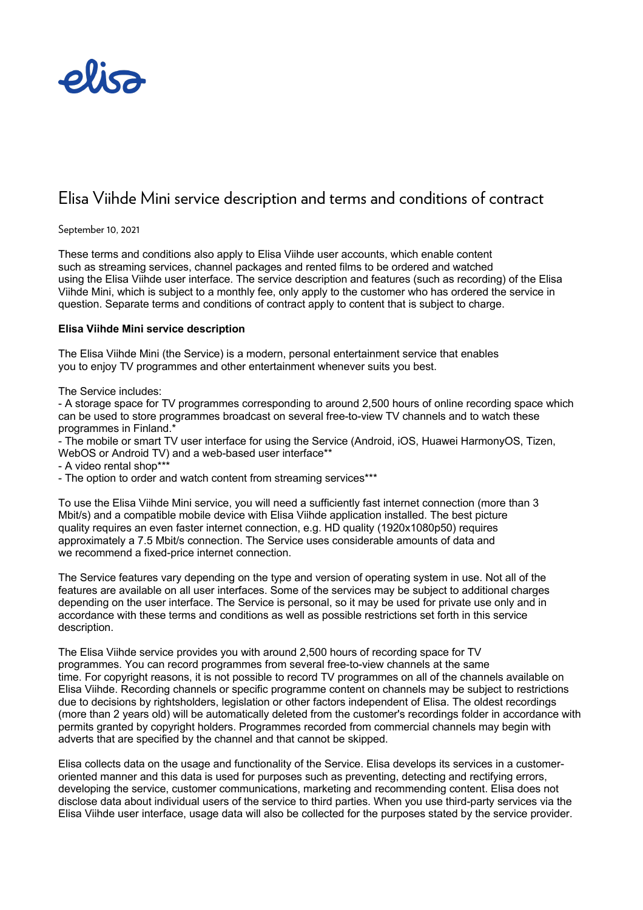# Elisa Viihde Mini service description and terms and conditions of contract

September 10, 2021

These terms and conditions also apply to Elisa Viihde user accounts, which enable content such as streaming services, channel packages and rented films to be ordered and watched using the Elisa Viihde user interface. The service description and features (such as recording) of the Elisa Viihde Mini, which is subject to a monthly fee, only apply to the customer who has ordered the service in question. Separate terms and conditions of contract apply to content that is subject to charge.

**Elisa Viihde Mini service description**

The Elisa Viihde Mini (the Service) is a modern, personal entertainment service that enables you to enjoy TV programmes and other entertainment whenever suits you best.

The Service includes:

- A storage space for TV programmes corresponding to around 2,500 hours of online recording space which can be used to store programmes broadcast on several free-to-view TV channels and to watch these programmes in Finland.*
- The mobile or smart TV user interface for using the Service (Android, iOS, Huawei HarmonyOS, Tizen, WebOS or Android TV) and a web-based user interface**
- A video rental shop***
- The option to order and watch content from streaming services***

To use the Elisa Viihde Mini service, you will need a sufficiently fast internet connection (more than 3 Mbit/s) and a compatible mobile device with Elisa Viihde application installed. The best picture quality requires an even faster internet connection, e.g. HD quality (1920x1080p50) requires approximately a 7.5 Mbit/s connection. The Service uses considerable amounts of data and we recommend a fixed-price internet connection.

The Service features vary depending on the type and version of operating system in use. Not all of the features are available on all user interfaces. Some of the services may be subject to additional charges depending on the user interface. The Service is personal, so it may be used for private use only and in accordance with these terms and conditions as well as possible restrictions set forth in this service description.

The Elisa Viihde service provides you with around 2,500 hours of recording space for TV programmes. You can record programmes from several free-to-view channels at the same time. For copyright reasons, it is not possible to record TV programmes on all of the channels available on Elisa Viihde. Recording channels or specific programme content on channels may be subject to restrictions due to decisions by rightsholders, legislation or other factors independent of Elisa. The oldest recordings (more than 2 years old) will be automatically deleted from the customer's recordings folder in accordance with permits granted by copyright holders. Programmes recorded from commercial channels may begin with adverts that are specified by the channel and that cannot be skipped.

Elisa collects data on the usage and functionality of the Service. Elisa develops its services in a customer-oriented manner and this data is used for purposes such as preventing, detecting and rectifying errors, developing the service, customer communications, marketing and recommending content. Elisa does not disclose data about individual users of the service to third parties. When you use third-party services via the Elisa Viihde user interface, usage data will also be collected for the purposes stated by the service provider.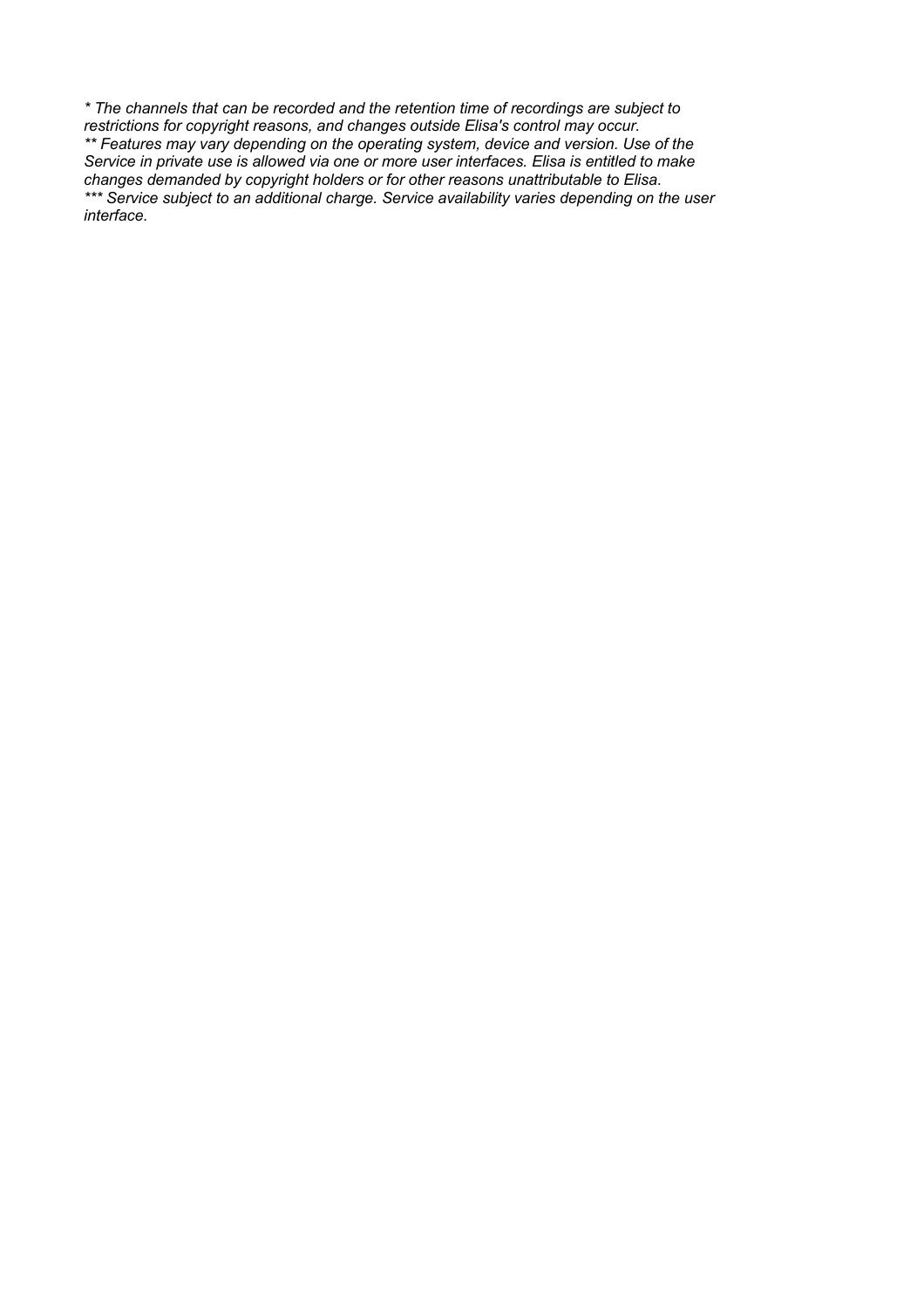*\* The channels that can be recorded and the retention time of recordings are subject to restrictions for copyright reasons, and changes outside Elisa's control may occur.*
*\*\* Features may vary depending on the operating system, device and version. Use of the Service in private use is allowed via one or more user interfaces. Elisa is entitled to make changes demanded by copyright holders or for other reasons unattributable to Elisa.*
*\*\*\* Service subject to an additional charge. Service availability varies depending on the user interface.*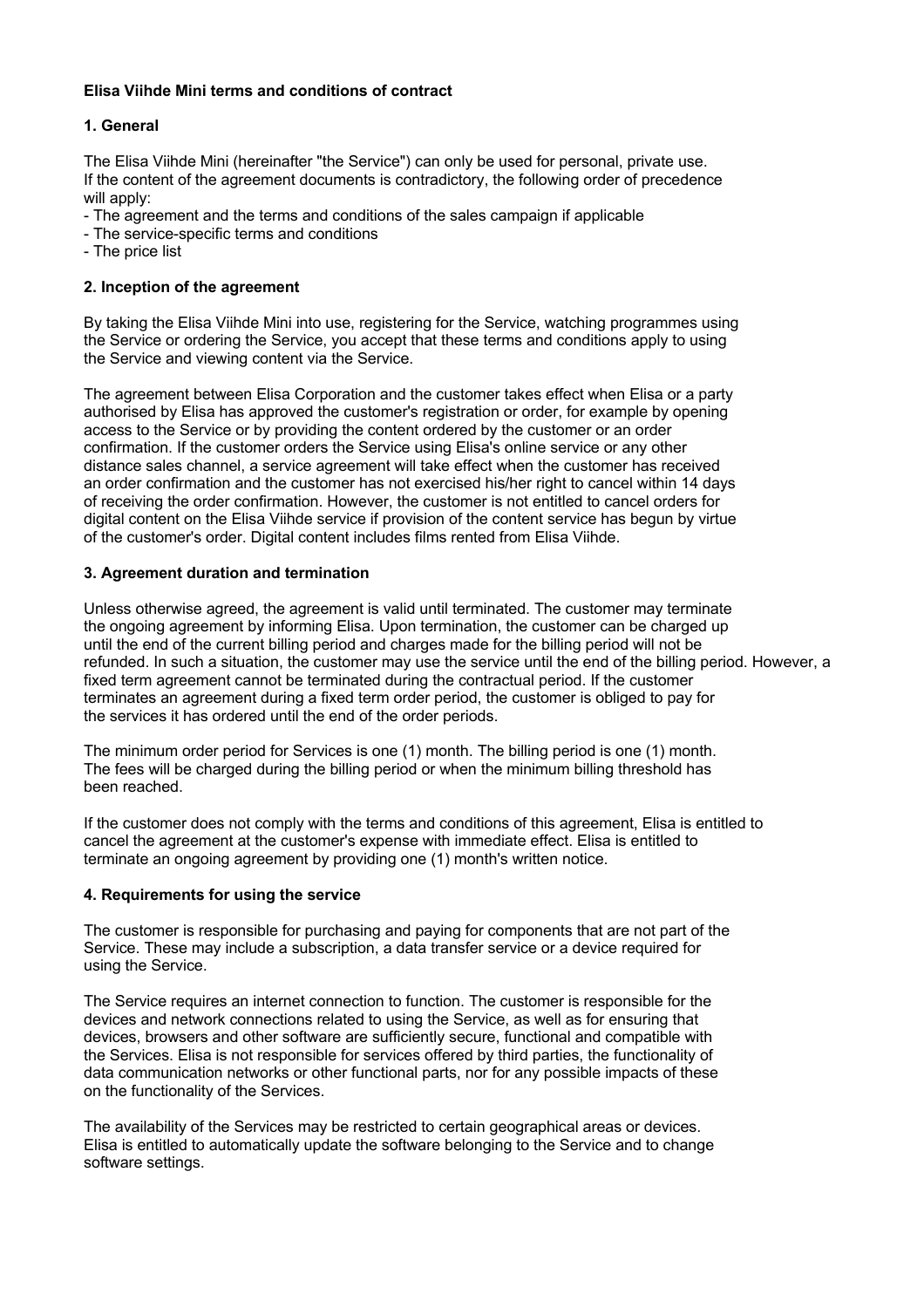**Elisa Viihde Mini terms and conditions of contract**

**1. General**

The Elisa Viihde Mini (hereinafter "the Service") can only be used for personal, private use. If the content of the agreement documents is contradictory, the following order of precedence will apply:

- The agreement and the terms and conditions of the sales campaign if applicable
- The service-specific terms and conditions
- The price list

**2. Inception of the agreement**

By taking the Elisa Viihde Mini into use, registering for the Service, watching programmes using the Service or ordering the Service, you accept that these terms and conditions apply to using the Service and viewing content via the Service.

The agreement between Elisa Corporation and the customer takes effect when Elisa or a party authorised by Elisa has approved the customer's registration or order, for example by opening access to the Service or by providing the content ordered by the customer or an order confirmation. If the customer orders the Service using Elisa's online service or any other distance sales channel, a service agreement will take effect when the customer has received an order confirmation and the customer has not exercised his/her right to cancel within 14 days of receiving the order confirmation. However, the customer is not entitled to cancel orders for digital content on the Elisa Viihde service if provision of the content service has begun by virtue of the customer's order. Digital content includes films rented from Elisa Viihde.

**3. Agreement duration and termination**

Unless otherwise agreed, the agreement is valid until terminated. The customer may terminate the ongoing agreement by informing Elisa. Upon termination, the customer can be charged up until the end of the current billing period and charges made for the billing period will not be refunded. In such a situation, the customer may use the service until the end of the billing period. However, a fixed term agreement cannot be terminated during the contractual period. If the customer terminates an agreement during a fixed term order period, the customer is obliged to pay for the services it has ordered until the end of the order periods.

The minimum order period for Services is one (1) month. The billing period is one (1) month. The fees will be charged during the billing period or when the minimum billing threshold has been reached.

If the customer does not comply with the terms and conditions of this agreement, Elisa is entitled to cancel the agreement at the customer's expense with immediate effect. Elisa is entitled to terminate an ongoing agreement by providing one (1) month's written notice.

**4. Requirements for using the service**

The customer is responsible for purchasing and paying for components that are not part of the Service. These may include a subscription, a data transfer service or a device required for using the Service.

The Service requires an internet connection to function. The customer is responsible for the devices and network connections related to using the Service, as well as for ensuring that devices, browsers and other software are sufficiently secure, functional and compatible with the Services. Elisa is not responsible for services offered by third parties, the functionality of data communication networks or other functional parts, nor for any possible impacts of these on the functionality of the Services.

The availability of the Services may be restricted to certain geographical areas or devices. Elisa is entitled to automatically update the software belonging to the Service and to change software settings.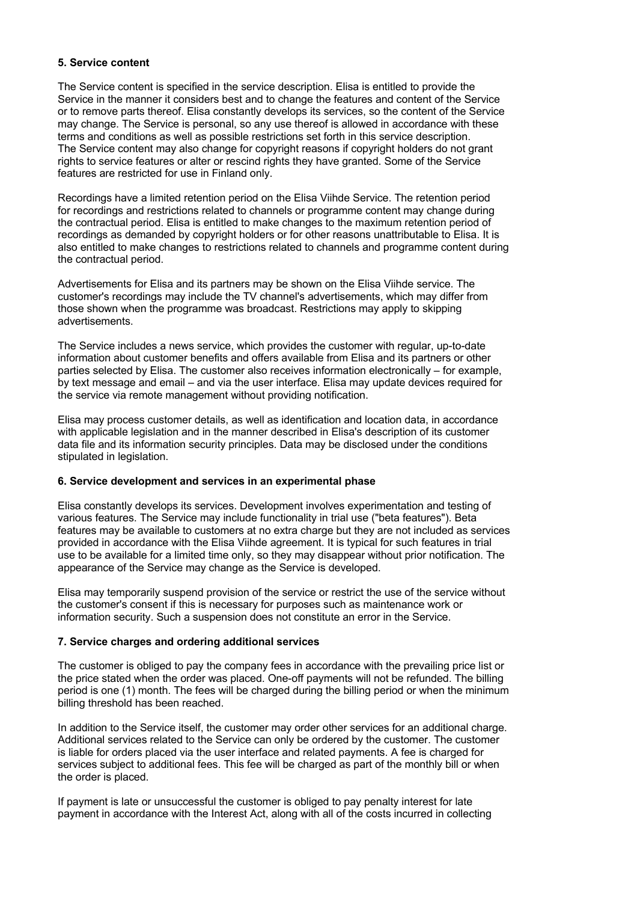### 5. Service content

The Service content is specified in the service description. Elisa is entitled to provide the Service in the manner it considers best and to change the features and content of the Service or to remove parts thereof. Elisa constantly develops its services, so the content of the Service may change. The Service is personal, so any use thereof is allowed in accordance with these terms and conditions as well as possible restrictions set forth in this service description. The Service content may also change for copyright reasons if copyright holders do not grant rights to service features or alter or rescind rights they have granted. Some of the Service features are restricted for use in Finland only.

Recordings have a limited retention period on the Elisa Viihde Service. The retention period for recordings and restrictions related to channels or programme content may change during the contractual period. Elisa is entitled to make changes to the maximum retention period of recordings as demanded by copyright holders or for other reasons unattributable to Elisa. It is also entitled to make changes to restrictions related to channels and programme content during the contractual period.

Advertisements for Elisa and its partners may be shown on the Elisa Viihde service. The customer's recordings may include the TV channel's advertisements, which may differ from those shown when the programme was broadcast. Restrictions may apply to skipping advertisements.

The Service includes a news service, which provides the customer with regular, up-to-date information about customer benefits and offers available from Elisa and its partners or other parties selected by Elisa. The customer also receives information electronically – for example, by text message and email – and via the user interface. Elisa may update devices required for the service via remote management without providing notification.

Elisa may process customer details, as well as identification and location data, in accordance with applicable legislation and in the manner described in Elisa's description of its customer data file and its information security principles. Data may be disclosed under the conditions stipulated in legislation.

### 6. Service development and services in an experimental phase

Elisa constantly develops its services. Development involves experimentation and testing of various features. The Service may include functionality in trial use ("beta features"). Beta features may be available to customers at no extra charge but they are not included as services provided in accordance with the Elisa Viihde agreement. It is typical for such features in trial use to be available for a limited time only, so they may disappear without prior notification. The appearance of the Service may change as the Service is developed.

Elisa may temporarily suspend provision of the service or restrict the use of the service without the customer's consent if this is necessary for purposes such as maintenance work or information security. Such a suspension does not constitute an error in the Service.

### 7. Service charges and ordering additional services

The customer is obliged to pay the company fees in accordance with the prevailing price list or the price stated when the order was placed. One-off payments will not be refunded. The billing period is one (1) month. The fees will be charged during the billing period or when the minimum billing threshold has been reached.

In addition to the Service itself, the customer may order other services for an additional charge. Additional services related to the Service can only be ordered by the customer. The customer is liable for orders placed via the user interface and related payments. A fee is charged for services subject to additional fees. This fee will be charged as part of the monthly bill or when the order is placed.

If payment is late or unsuccessful the customer is obliged to pay penalty interest for late payment in accordance with the Interest Act, along with all of the costs incurred in collecting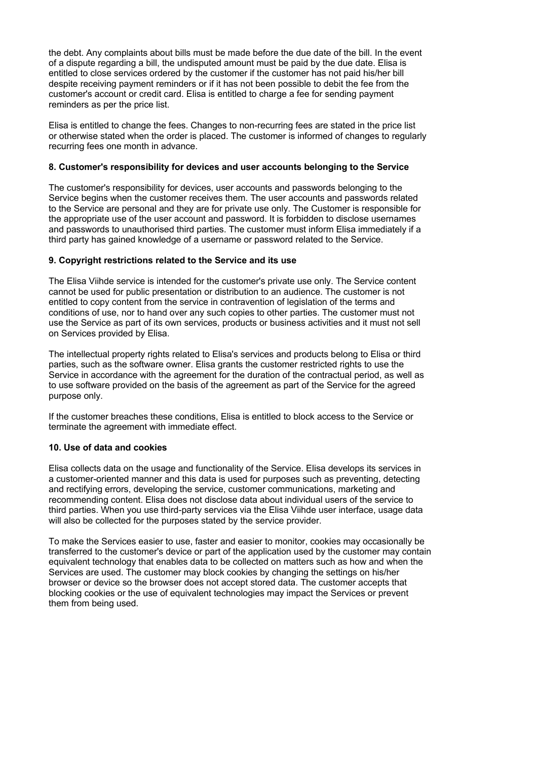the debt. Any complaints about bills must be made before the due date of the bill. In the event of a dispute regarding a bill, the undisputed amount must be paid by the due date. Elisa is entitled to close services ordered by the customer if the customer has not paid his/her bill despite receiving payment reminders or if it has not been possible to debit the fee from the customer's account or credit card. Elisa is entitled to charge a fee for sending payment reminders as per the price list.

Elisa is entitled to change the fees. Changes to non-recurring fees are stated in the price list or otherwise stated when the order is placed. The customer is informed of changes to regularly recurring fees one month in advance.

**8. Customer's responsibility for devices and user accounts belonging to the Service**

The customer's responsibility for devices, user accounts and passwords belonging to the Service begins when the customer receives them. The user accounts and passwords related to the Service are personal and they are for private use only. The Customer is responsible for the appropriate use of the user account and password. It is forbidden to disclose usernames and passwords to unauthorised third parties. The customer must inform Elisa immediately if a third party has gained knowledge of a username or password related to the Service.

**9. Copyright restrictions related to the Service and its use**

The Elisa Viihde service is intended for the customer's private use only. The Service content cannot be used for public presentation or distribution to an audience. The customer is not entitled to copy content from the service in contravention of legislation of the terms and conditions of use, nor to hand over any such copies to other parties. The customer must not use the Service as part of its own services, products or business activities and it must not sell on Services provided by Elisa.

The intellectual property rights related to Elisa's services and products belong to Elisa or third parties, such as the software owner. Elisa grants the customer restricted rights to use the Service in accordance with the agreement for the duration of the contractual period, as well as to use software provided on the basis of the agreement as part of the Service for the agreed purpose only.

If the customer breaches these conditions, Elisa is entitled to block access to the Service or terminate the agreement with immediate effect.

**10. Use of data and cookies**

Elisa collects data on the usage and functionality of the Service. Elisa develops its services in a customer-oriented manner and this data is used for purposes such as preventing, detecting and rectifying errors, developing the service, customer communications, marketing and recommending content. Elisa does not disclose data about individual users of the service to third parties. When you use third-party services via the Elisa Viihde user interface, usage data will also be collected for the purposes stated by the service provider.

To make the Services easier to use, faster and easier to monitor, cookies may occasionally be transferred to the customer's device or part of the application used by the customer may contain equivalent technology that enables data to be collected on matters such as how and when the Services are used. The customer may block cookies by changing the settings on his/her browser or device so the browser does not accept stored data. The customer accepts that blocking cookies or the use of equivalent technologies may impact the Services or prevent them from being used.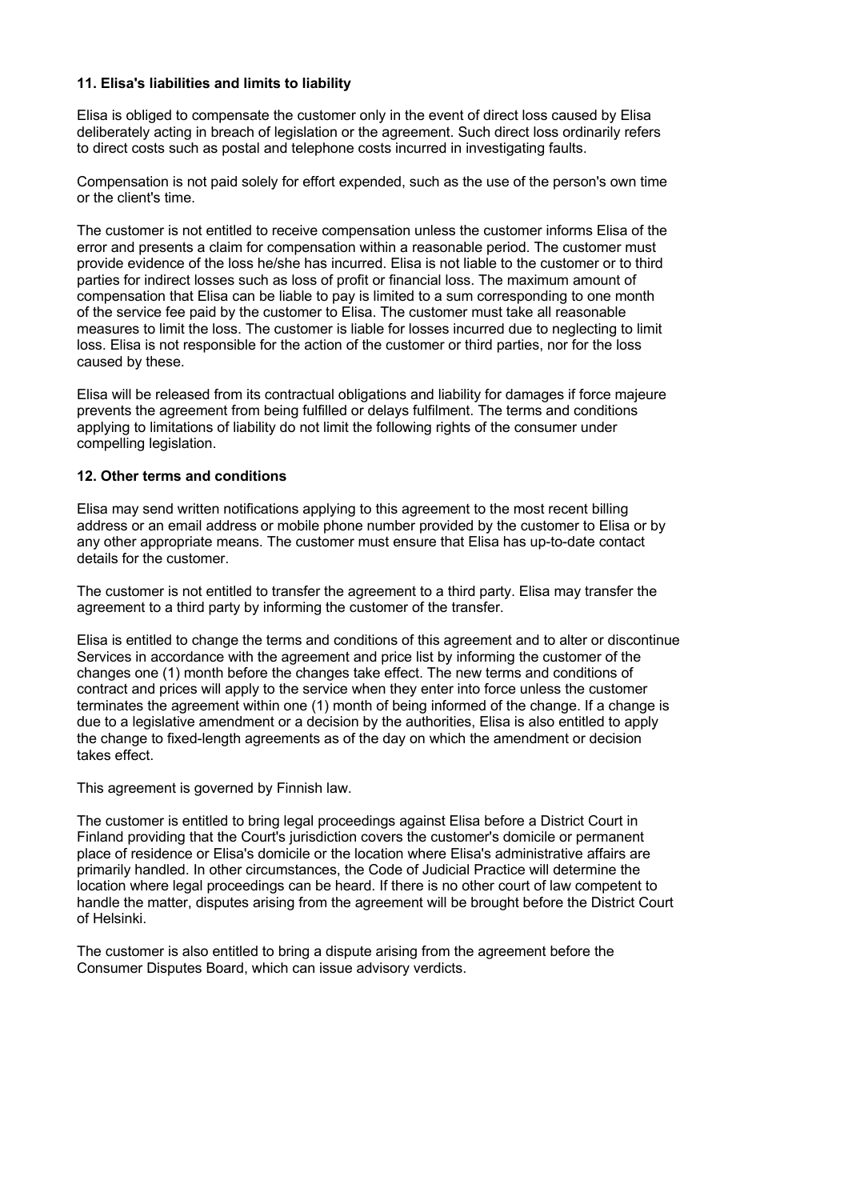### 11. Elisa's liabilities and limits to liability

Elisa is obliged to compensate the customer only in the event of direct loss caused by Elisa deliberately acting in breach of legislation or the agreement. Such direct loss ordinarily refers to direct costs such as postal and telephone costs incurred in investigating faults.

Compensation is not paid solely for effort expended, such as the use of the person's own time or the client's time.

The customer is not entitled to receive compensation unless the customer informs Elisa of the error and presents a claim for compensation within a reasonable period. The customer must provide evidence of the loss he/she has incurred. Elisa is not liable to the customer or to third parties for indirect losses such as loss of profit or financial loss. The maximum amount of compensation that Elisa can be liable to pay is limited to a sum corresponding to one month of the service fee paid by the customer to Elisa. The customer must take all reasonable measures to limit the loss. The customer is liable for losses incurred due to neglecting to limit loss. Elisa is not responsible for the action of the customer or third parties, nor for the loss caused by these.

Elisa will be released from its contractual obligations and liability for damages if force majeure prevents the agreement from being fulfilled or delays fulfilment. The terms and conditions applying to limitations of liability do not limit the following rights of the consumer under compelling legislation.

### 12. Other terms and conditions

Elisa may send written notifications applying to this agreement to the most recent billing address or an email address or mobile phone number provided by the customer to Elisa or by any other appropriate means. The customer must ensure that Elisa has up-to-date contact details for the customer.

The customer is not entitled to transfer the agreement to a third party. Elisa may transfer the agreement to a third party by informing the customer of the transfer.

Elisa is entitled to change the terms and conditions of this agreement and to alter or discontinue Services in accordance with the agreement and price list by informing the customer of the changes one (1) month before the changes take effect. The new terms and conditions of contract and prices will apply to the service when they enter into force unless the customer terminates the agreement within one (1) month of being informed of the change. If a change is due to a legislative amendment or a decision by the authorities, Elisa is also entitled to apply the change to fixed-length agreements as of the day on which the amendment or decision takes effect.

This agreement is governed by Finnish law.

The customer is entitled to bring legal proceedings against Elisa before a District Court in Finland providing that the Court's jurisdiction covers the customer's domicile or permanent place of residence or Elisa's domicile or the location where Elisa's administrative affairs are primarily handled. In other circumstances, the Code of Judicial Practice will determine the location where legal proceedings can be heard. If there is no other court of law competent to handle the matter, disputes arising from the agreement will be brought before the District Court of Helsinki.

The customer is also entitled to bring a dispute arising from the agreement before the Consumer Disputes Board, which can issue advisory verdicts.